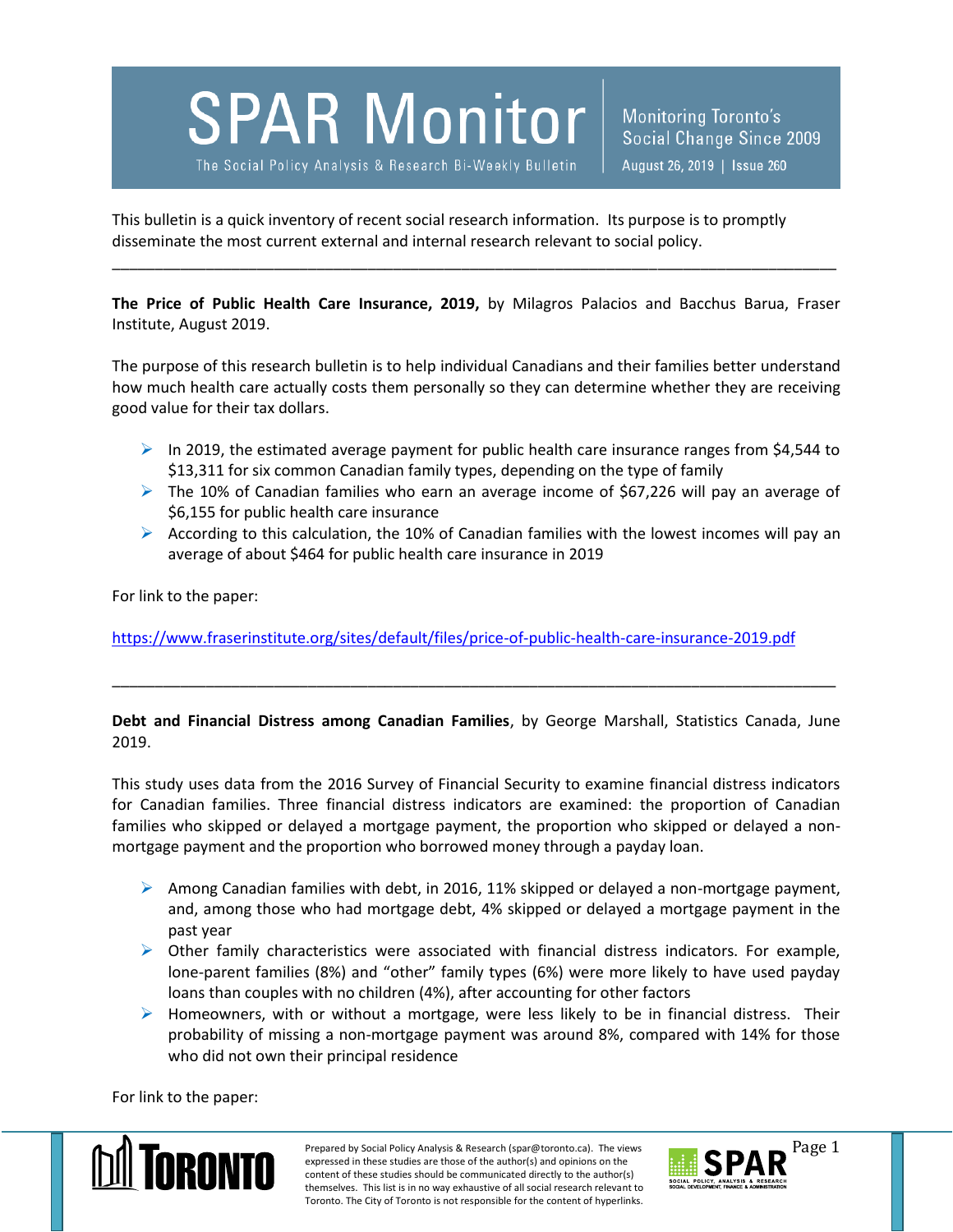# SPAR Monitor

The Social Policy Analysis & Research Bi-Weekly Bulletin

Monitoring Toronto's Social Change Since 2009

August 26, 2019 | Issue 260

This bulletin is a quick inventory of recent social research information. Its purpose is to promptly disseminate the most current external and internal research relevant to social policy.

---

**The Price of Public Health Care Insurance, 2019,** by Milagros Palacios and Bacchus Barua, Fraser Institute, August 2019.

The purpose of this research bulletin is to help individual Canadians and their families better understand how much health care actually costs them personally so they can determine whether they are receiving good value for their tax dollars.

- In 2019, the estimated average payment for public health care insurance ranges from $4,544 to $13,311 for six common Canadian family types, depending on the type of family
- The 10% of Canadian families who earn an average income of $67,226 will pay an average of $6,155 for public health care insurance
- According to this calculation, the 10% of Canadian families with the lowest incomes will pay an average of about $464 for public health care insurance in 2019

For link to the paper:

https://www.fraserinstitute.org/sites/default/files/price-of-public-health-care-insurance-2019.pdf

---

**Debt and Financial Distress among Canadian Families**, by George Marshall, Statistics Canada, June 2019.

This study uses data from the 2016 Survey of Financial Security to examine financial distress indicators for Canadian families. Three financial distress indicators are examined: the proportion of Canadian families who skipped or delayed a mortgage payment, the proportion who skipped or delayed a non-mortgage payment and the proportion who borrowed money through a payday loan.

- Among Canadian families with debt, in 2016, 11% skipped or delayed a non-mortgage payment, and, among those who had mortgage debt, 4% skipped or delayed a mortgage payment in the past year
- Other family characteristics were associated with financial distress indicators. For example, lone-parent families (8%) and "other" family types (6%) were more likely to have used payday loans than couples with no children (4%), after accounting for other factors
- Homeowners, with or without a mortgage, were less likely to be in financial distress. Their probability of missing a non-mortgage payment was around 8%, compared with 14% for those who did not own their principal residence

For link to the paper:

Prepared by Social Policy Analysis & Research (spar@toronto.ca). The views expressed in these studies are those of the author(s) and opinions on the content of these studies should be communicated directly to the author(s) themselves. This list is in no way exhaustive of all social research relevant to Toronto. The City of Toronto is not responsible for the content of hyperlinks.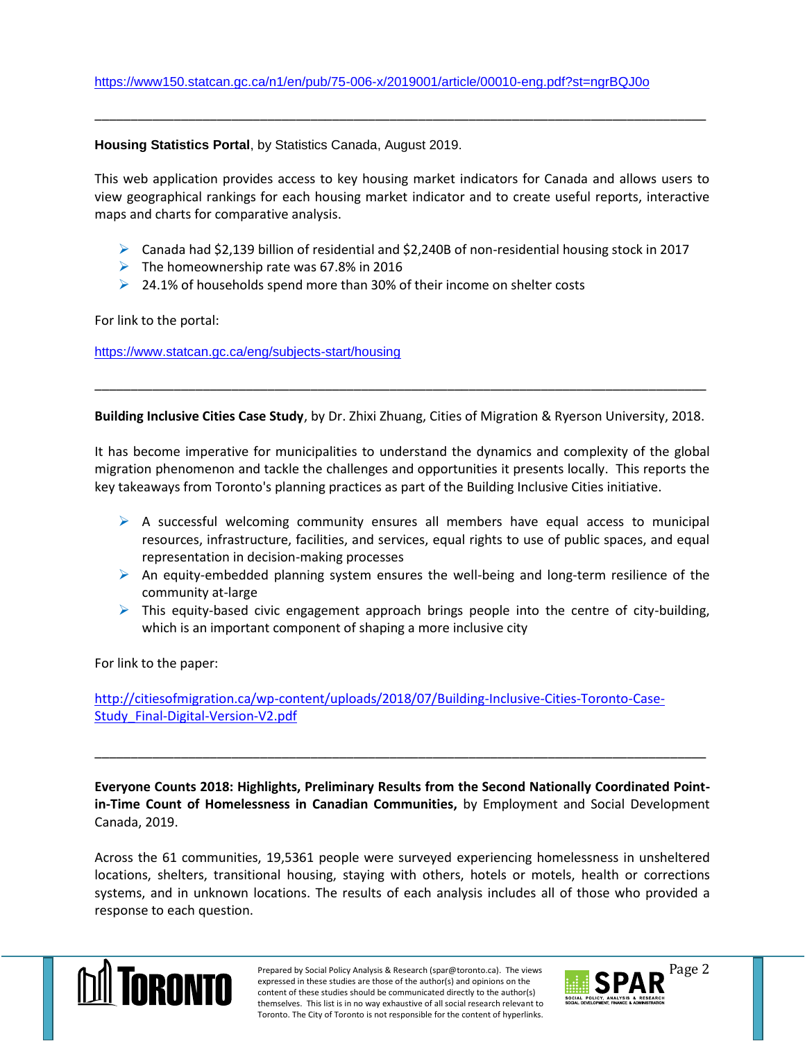https://www150.statcan.gc.ca/n1/en/pub/75-006-x/2019001/article/00010-eng.pdf?st=ngrBQJ0o

---

**Housing Statistics Portal**, by Statistics Canada, August 2019.

This web application provides access to key housing market indicators for Canada and allows users to view geographical rankings for each housing market indicator and to create useful reports, interactive maps and charts for comparative analysis.

- Canada had $2,139 billion of residential and $2,240B of non-residential housing stock in 2017
- The homeownership rate was 67.8% in 2016
- 24.1% of households spend more than 30% of their income on shelter costs

For link to the portal:

https://www.statcan.gc.ca/eng/subjects-start/housing

---

**Building Inclusive Cities Case Study**, by Dr. Zhixi Zhuang, Cities of Migration & Ryerson University, 2018.

It has become imperative for municipalities to understand the dynamics and complexity of the global migration phenomenon and tackle the challenges and opportunities it presents locally. This reports the key takeaways from Toronto's planning practices as part of the Building Inclusive Cities initiative.

- A successful welcoming community ensures all members have equal access to municipal resources, infrastructure, facilities, and services, equal rights to use of public spaces, and equal representation in decision-making processes
- An equity-embedded planning system ensures the well-being and long-term resilience of the community at-large
- This equity-based civic engagement approach brings people into the centre of city-building, which is an important component of shaping a more inclusive city

For link to the paper:

http://citiesofmigration.ca/wp-content/uploads/2018/07/Building-Inclusive-Cities-Toronto-Case-Study_Final-Digital-Version-V2.pdf

---

**Everyone Counts 2018: Highlights, Preliminary Results from the Second Nationally Coordinated Point-in-Time Count of Homelessness in Canadian Communities,** by Employment and Social Development Canada, 2019.

Across the 61 communities, 19,5361 people were surveyed experiencing homelessness in unsheltered locations, shelters, transitional housing, staying with others, hotels or motels, health or corrections systems, and in unknown locations. The results of each analysis includes all of those who provided a response to each question.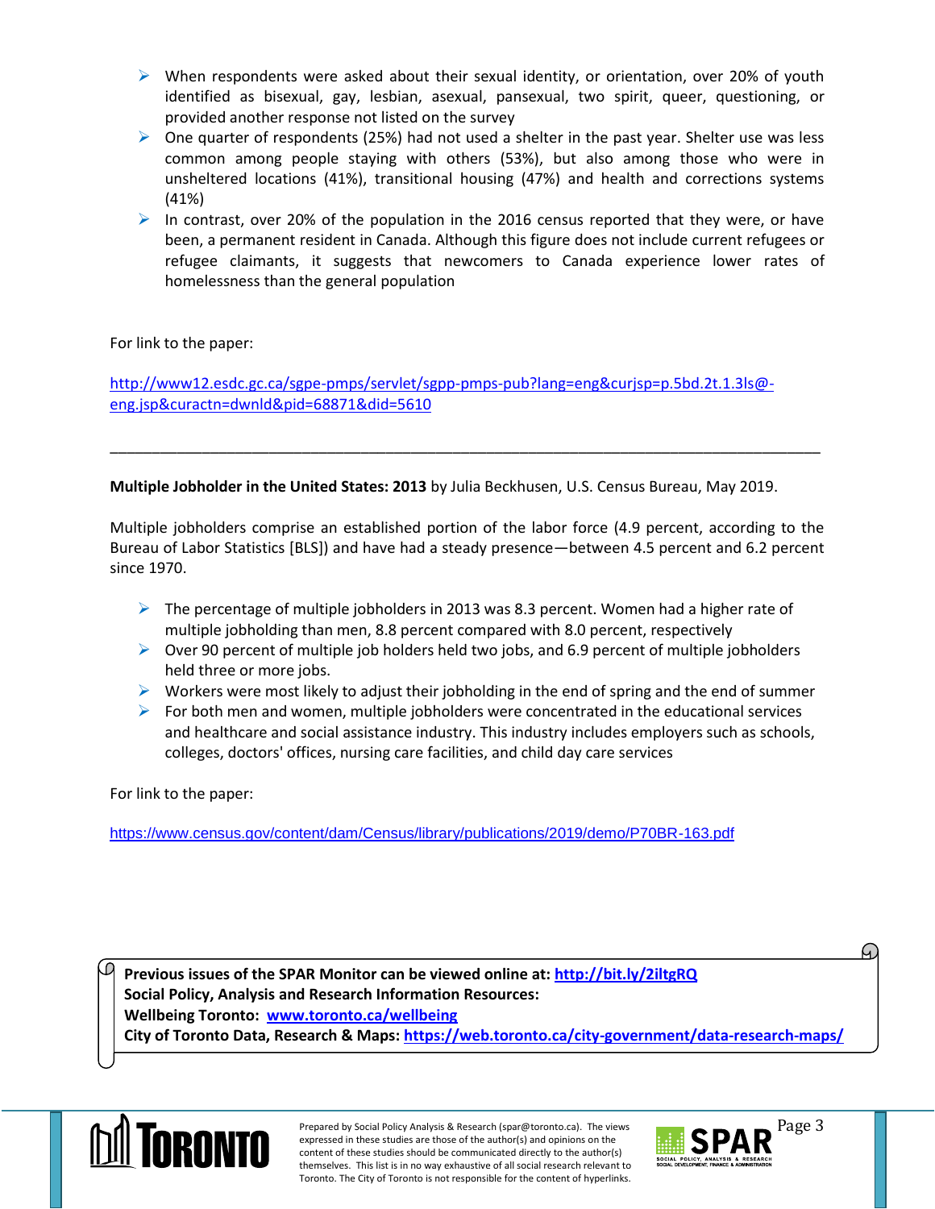- When respondents were asked about their sexual identity, or orientation, over 20% of youth identified as bisexual, gay, lesbian, asexual, pansexual, two spirit, queer, questioning, or provided another response not listed on the survey
- One quarter of respondents (25%) had not used a shelter in the past year. Shelter use was less common among people staying with others (53%), but also among those who were in unsheltered locations (41%), transitional housing (47%) and health and corrections systems (41%)
- In contrast, over 20% of the population in the 2016 census reported that they were, or have been, a permanent resident in Canada. Although this figure does not include current refugees or refugee claimants, it suggests that newcomers to Canada experience lower rates of homelessness than the general population

For link to the paper:

http://www12.esdc.gc.ca/sgpe-pmps/servlet/sgpp-pmps-pub?lang=eng&curjsp=p.5bd.2t.1.3ls@-eng.jsp&curactn=dwnld&pid=68871&did=5610

---

**Multiple Jobholder in the United States: 2013** by Julia Beckhusen, U.S. Census Bureau, May 2019.

Multiple jobholders comprise an established portion of the labor force (4.9 percent, according to the Bureau of Labor Statistics [BLS]) and have had a steady presence—between 4.5 percent and 6.2 percent since 1970.

- The percentage of multiple jobholders in 2013 was 8.3 percent. Women had a higher rate of multiple jobholding than men, 8.8 percent compared with 8.0 percent, respectively
- Over 90 percent of multiple job holders held two jobs, and 6.9 percent of multiple jobholders held three or more jobs.
- Workers were most likely to adjust their jobholding in the end of spring and the end of summer
- For both men and women, multiple jobholders were concentrated in the educational services and healthcare and social assistance industry. This industry includes employers such as schools, colleges, doctors' offices, nursing care facilities, and child day care services

For link to the paper:

https://www.census.gov/content/dam/Census/library/publications/2019/demo/P70BR-163.pdf

**Previous issues of the SPAR Monitor can be viewed online at: http://bit.ly/2iltgRQ**
**Social Policy, Analysis and Research Information Resources:**
**Wellbeing Toronto: www.toronto.ca/wellbeing**
**City of Toronto Data, Research & Maps: https://web.toronto.ca/city-government/data-research-maps/**

Prepared by Social Policy Analysis & Research (spar@toronto.ca). The views expressed in these studies are those of the author(s) and opinions on the content of these studies should be communicated directly to the author(s) themselves. This list is in no way exhaustive of all social research relevant to Toronto. The City of Toronto is not responsible for the content of hyperlinks.